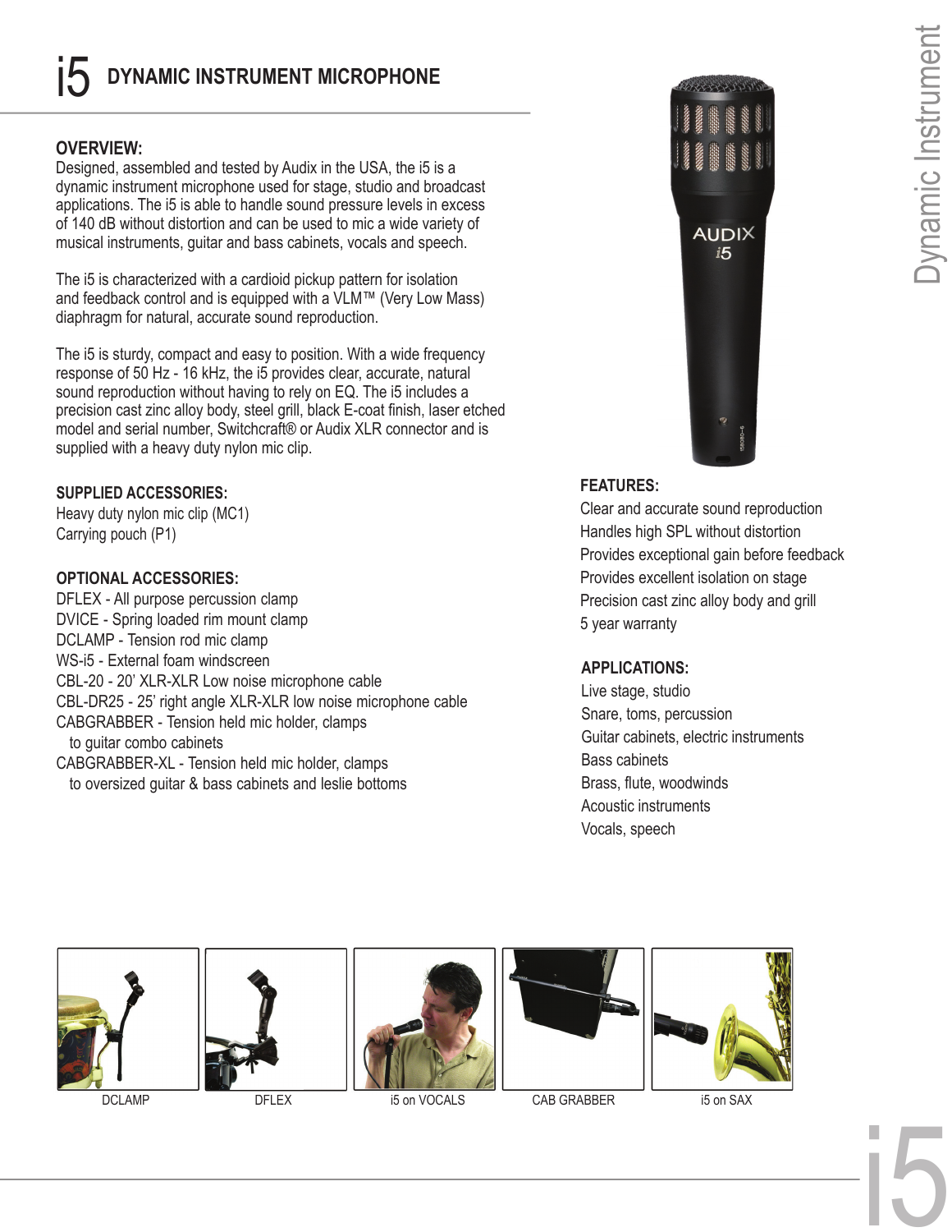# i5 DYNAMIC INSTRUMENT MICROPHONE

**OVERVIEW:**

Designed, assembled and tested by Audix in the USA, the i5 is a dynamic instrument microphone used for stage, studio and broadcast applications. The i5 is able to handle sound pressure levels in excess of 140 dB without distortion and can be used to mic a wide variety of musical instruments, guitar and bass cabinets, vocals and speech.

The i5 is characterized with a cardioid pickup pattern for isolation and feedback control and is equipped with a VLM™ (Very Low Mass) diaphragm for natural, accurate sound reproduction.

The i5 is sturdy, compact and easy to position. With a wide frequency response of 50 Hz - 16 kHz, the i5 provides clear, accurate, natural sound reproduction without having to rely on EQ. The i5 includes a precision cast zinc alloy body, steel grill, black E-coat finish, laser etched model and serial number, Switchcraft® or Audix XLR connector and is supplied with a heavy duty nylon mic clip.

**SUPPLIED ACCESSORIES:**

Heavy duty nylon mic clip (MC1)
Carrying pouch (P1)

**OPTIONAL ACCESSORIES:**

DFLEX - All purpose percussion clamp
DVICE - Spring loaded rim mount clamp
DCLAMP - Tension rod mic clamp
WS-i5 - External foam windscreen
CBL-20 - 20' XLR-XLR Low noise microphone cable
CBL-DR25 - 25' right angle XLR-XLR low noise microphone cable
CABGRABBER - Tension held mic holder, clamps to guitar combo cabinets
CABGRABBER-XL - Tension held mic holder, clamps to oversized guitar & bass cabinets and leslie bottoms

**FEATURES:**

Clear and accurate sound reproduction
Handles high SPL without distortion
Provides exceptional gain before feedback
Provides excellent isolation on stage
Precision cast zinc alloy body and grill
5 year warranty

**APPLICATIONS:**

Live stage, studio
Snare, toms, percussion
Guitar cabinets, electric instruments
Bass cabinets
Brass, flute, woodwinds
Acoustic instruments
Vocals, speech

DCLAMP

DFLEX

i5 on VOCALS

CAB GRABBER

i5 on SAX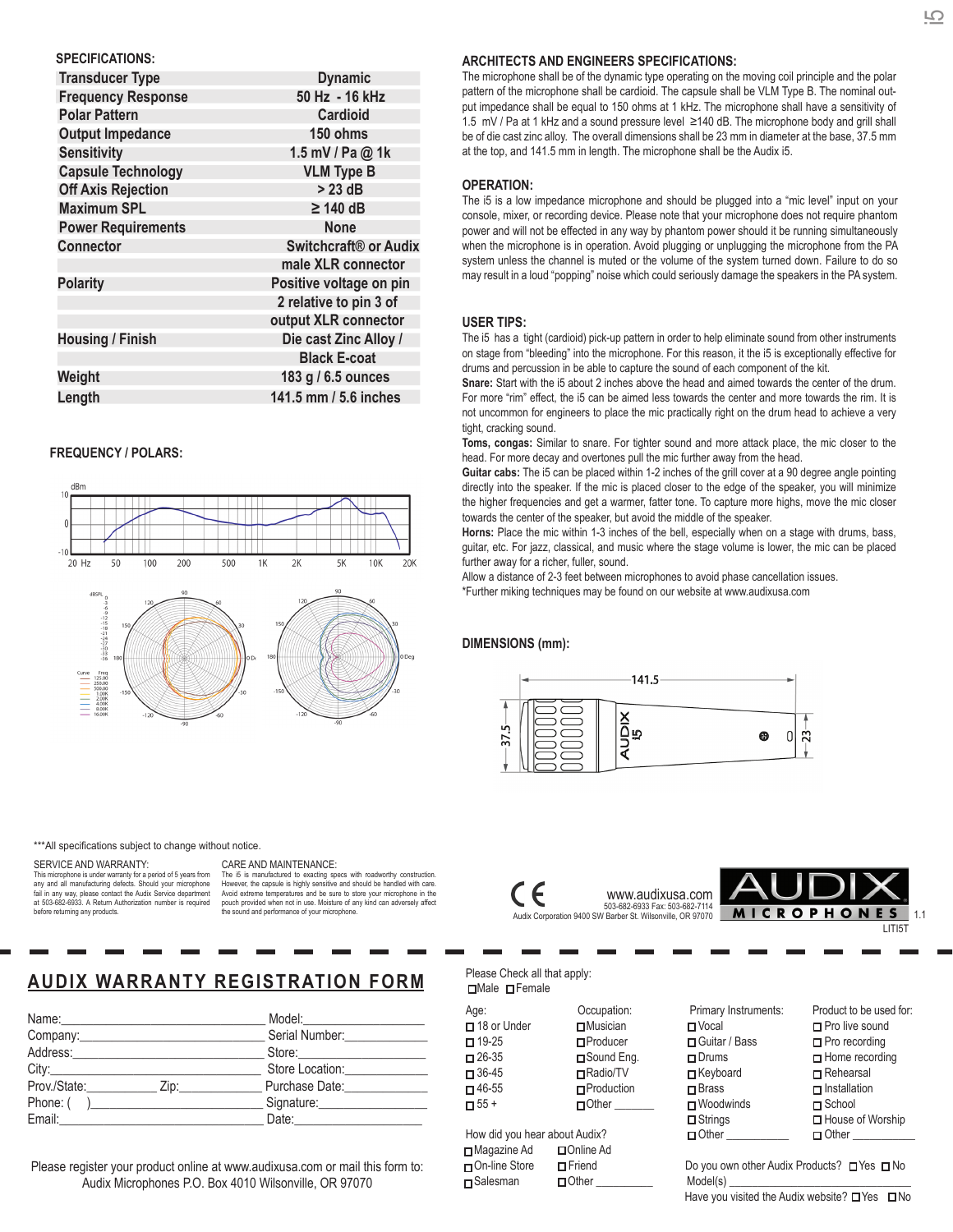## SPECIFICATIONS:

| | |
|---|---|
| Transducer Type | Dynamic |
| Frequency Response | 50 Hz - 16 kHz |
| Polar Pattern | Cardioid |
| Output Impedance | 150 ohms |
| Sensitivity | 1.5 mV / Pa @ 1k |
| Capsule Technology | VLM Type B |
| Off Axis Rejection | > 23 dB |
| Maximum SPL | ≥ 140 dB |
| Power Requirements | None |
| Connector | Switchcraft® or Audix male XLR connector |
| Polarity | Positive voltage on pin 2 relative to pin 3 of output XLR connector |
| Housing / Finish | Die cast Zinc Alloy / Black E-coat |
| Weight | 183 g / 6.5 ounces |
| Length | 141.5 mm / 5.6 inches |

## FREQUENCY / POLARS:

dBm
10
0
-10
20 Hz 50 100 200 500 1K 2K 5K 10K 20K

## ARCHITECTS AND ENGINEERS SPECIFICATIONS:

The microphone shall be of the dynamic type operating on the moving coil principle and the polar pattern of the microphone shall be cardioid. The capsule shall be VLM Type B. The nominal output impedance shall be equal to 150 ohms at 1 kHz. The microphone shall have a sensitivity of 1.5 mV / Pa at 1 kHz and a sound pressure level ≥140 dB. The microphone body and grill shall be of die cast zinc alloy. The overall dimensions shall be 23 mm in diameter at the base, 37.5 mm at the top, and 141.5 mm in length. The microphone shall be the Audix i5.

## OPERATION:

The i5 is a low impedance microphone and should be plugged into a "mic level" input on your console, mixer, or recording device. Please note that your microphone does not require phantom power and will not be effected in any way by phantom power should it be running simultaneously when the microphone is in operation. Avoid plugging or unplugging the microphone from the PA system unless the channel is muted or the volume of the system turned down. Failure to do so may result in a loud "popping" noise which could seriously damage the speakers in the PA system.

## USER TIPS:

The i5 has a tight (cardioid) pick-up pattern in order to help eliminate sound from other instruments on stage from "bleeding" into the microphone. For this reason, it the i5 is exceptionally effective for drums and percussion in be able to capture the sound of each component of the kit.

**Snare:** Start with the i5 about 2 inches above the head and aimed towards the center of the drum. For more "rim" effect, the i5 can be aimed less towards the center and more towards the rim. It is not uncommon for engineers to place the mic practically right on the drum head to achieve a very tight, cracking sound.

**Toms, congas:** Similar to snare. For tighter sound and more attack place, the mic closer to the head. For more decay and overtones pull the mic further away from the head.

**Guitar cabs:** The i5 can be placed within 1-2 inches of the grill cover at a 90 degree angle pointing directly into the speaker. If the mic is placed closer to the edge of the speaker, you will minimize the higher frequencies and get a warmer, fatter tone. To capture more highs, move the mic closer towards the center of the speaker, but avoid the middle of the speaker.

**Horns:** Place the mic within 1-3 inches of the bell, especially when on a stage with drums, bass, guitar, etc. For jazz, classical, and music where the stage volume is lower, the mic can be placed further away for a richer, fuller, sound.

Allow a distance of 2-3 feet between microphones to avoid phase cancellation issues.

*Further miking techniques may be found on our website at www.audixusa.com

## DIMENSIONS (mm):

141.5
37.5
23

***All specifications subject to change without notice.

SERVICE AND WARRANTY:
This microphone is under warranty for a period of 5 years from any and all manufacturing defects. Should your microphone fail in any way, please contact the Audix Service department at 503-682-6933. A Return Authorization number is required before returning any products.

CARE AND MAINTENANCE:
The i5 is manufactured to exacting specs with roadworthy construction. However, the capsule is highly sensitive and should be handled with care. Avoid extreme temperatures and be sure to store your microphone in the pouch provided when not in use. Moisture of any kind can adversely affect the sound and performance of your microphone.

www.audixusa.com
503-682-6933 Fax: 503-682-7114
Audix Corporation 9400 SW Barber St. Wilsonville, OR 97070

AUDIX MICROPHONES

1.1
LITI5T

# AUDIX WARRANTY REGISTRATION FORM

Name:______________________ Model:__________________
Company:___________________ Serial Number:____________
Address:____________________ Store:__________________
City:_______________________ Store Location:___________
Prov./State:__________ Zip:___________ Purchase Date:___________
Phone: ( )___________________ Signature:_______________
Email:______________________ Date:__________________

Please register your product online at www.audixusa.com or mail this form to:
Audix Microphones P.O. Box 4010 Wilsonville, OR 97070

Please Check all that apply:
☐Male ☐Female

Age:
- ☐ 18 or Under
- ☐ 19-25
- ☐ 26-35
- ☐ 36-45
- ☐ 46-55
- ☐ 55 +

Occupation:
- ☐Musician
- ☐Producer
- ☐Sound Eng.
- ☐Radio/TV
- ☐Production
- ☐Other ______

Primary Instruments:
- ☐Vocal
- ☐Guitar / Bass
- ☐Drums
- ☐Keyboard
- ☐Brass
- ☐Woodwinds
- ☐Strings
- ☐Other __________

Product to be used for:
- ☐Pro live sound
- ☐Pro recording
- ☐Home recording
- ☐Rehearsal
- ☐Installation
- ☐School
- ☐House of Worship
- ☐Other __________

How did you hear about Audix?
- ☐Magazine Ad
- ☐Online Ad
- ☐On-line Store
- ☐Friend
- ☐Salesman
- ☐Other _________

Do you own other Audix Products? ☐Yes ☐No
Model(s) ______________________________
Have you visited the Audix website? ☐Yes ☐No